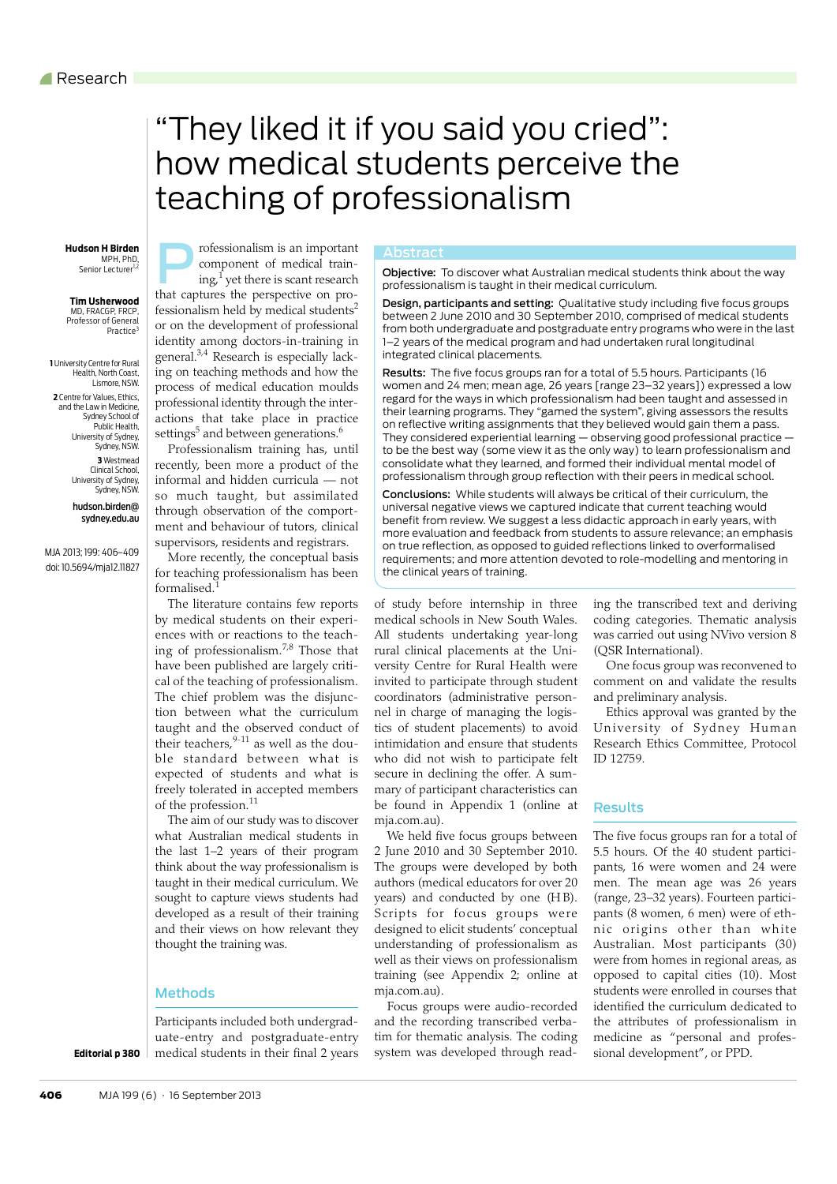Research

# "They liked it if you said you cried": how medical students perceive the teaching of professionalism

**Hudson H Birden**
MPH, PhD,
Senior Lecturer[1,2]

**Tim Usherwood**
MD, FRACGP, FRCP,
Professor of General Practice[3]

1 University Centre for Rural Health, North Coast, Lismore, NSW.

2 Centre for Values, Ethics, and the Law in Medicine, Sydney School of Public Health, University of Sydney, Sydney, NSW.

3 Westmead Clinical School, University of Sydney, Sydney, NSW.

hudson.birden@sydney.edu.au

MJA 2013; 199: 406–409
doi: 10.5694/mja12.11827

## Abstract

**Objective:** To discover what Australian medical students think about the way professionalism is taught in their medical curriculum.

**Design, participants and setting:** Qualitative study including five focus groups between 2 June 2010 and 30 September 2010, comprised of medical students from both undergraduate and postgraduate entry programs who were in the last 1–2 years of the medical program and had undertaken rural longitudinal integrated clinical placements.

**Results:** The five focus groups ran for a total of 5.5 hours. Participants (16 women and 24 men; mean age, 26 years [range 23–32 years]) expressed a low regard for the ways in which professionalism had been taught and assessed in their learning programs. They "gamed the system", giving assessors the results on reflective writing assignments that they believed would gain them a pass. They considered experiential learning — observing good professional practice — to be the best way (some view it as the only way) to learn professionalism and consolidate what they learned, and formed their individual mental model of professionalism through group reflection with their peers in medical school.

**Conclusions:** While students will always be critical of their curriculum, the universal negative views we captured indicate that current teaching would benefit from review. We suggest a less didactic approach in early years, with more evaluation and feedback from students to assure relevance; an emphasis on true reflection, as opposed to guided reflections linked to overformalised requirements; and more attention devoted to role-modelling and mentoring in the clinical years of training.

Professionalism is an important component of medical training,[1] yet there is scant research that captures the perspective on professionalism held by medical students[2] or on the development of professional identity among doctors-in-training in general.[3,4] Research is especially lacking on teaching methods and how the process of medical education moulds professional identity through the interactions that take place in practice settings[5] and between generations.[6]

Professionalism training has, until recently, been more a product of the informal and hidden curricula — not so much taught, but assimilated through observation of the comportment and behaviour of tutors, clinical supervisors, residents and registrars. More recently, the conceptual basis for teaching professionalism has been formalised.[1]

The literature contains few reports by medical students on their experiences with or reactions to the teaching of professionalism.[7,8] Those that have been published are largely critical of the teaching of professionalism. The chief problem was the disjunction between what the curriculum taught and the observed conduct of their teachers,[9-11] as well as the double standard between what is expected of students and what is freely tolerated in accepted members of the profession.[11]

The aim of our study was to discover what Australian medical students in the last 1–2 years of their program think about the way professionalism is taught in their medical curriculum. We sought to capture views students had developed as a result of their training and their views on how relevant they thought the training was.

## Methods

Participants included both undergraduate-entry and postgraduate-entry medical students in their final 2 years of study before internship in three medical schools in New South Wales. All students undertaking year-long rural clinical placements at the University Centre for Rural Health were invited to participate through student coordinators (administrative personnel in charge of managing the logistics of student placements) to avoid intimidation and ensure that students who did not wish to participate felt secure in declining the offer. A summary of participant characteristics can be found in Appendix 1 (online at mja.com.au).

We held five focus groups between 2 June 2010 and 30 September 2010. The groups were developed by both authors (medical educators for over 20 years) and conducted by one (HB). Scripts for focus groups were designed to elicit students' conceptual understanding of professionalism as well as their views on professionalism training (see Appendix 2; online at mja.com.au).

Focus groups were audio-recorded and the recording transcribed verbatim for thematic analysis. The coding system was developed through reading the transcribed text and deriving coding categories. Thematic analysis was carried out using NVivo version 8 (QSR International).

One focus group was reconvened to comment on and validate the results and preliminary analysis.

Ethics approval was granted by the University of Sydney Human Research Ethics Committee, Protocol ID 12759.

## Results

The five focus groups ran for a total of 5.5 hours. Of the 40 student participants, 16 were women and 24 were men. The mean age was 26 years (range, 23–32 years). Fourteen participants (8 women, 6 men) were of ethnic origins other than white Australian. Most participants (30) were from homes in regional areas, as opposed to capital cities (10). Most students were enrolled in courses that identified the curriculum dedicated to the attributes of professionalism in medicine as "personal and professional development", or PPD.

Editorial p 380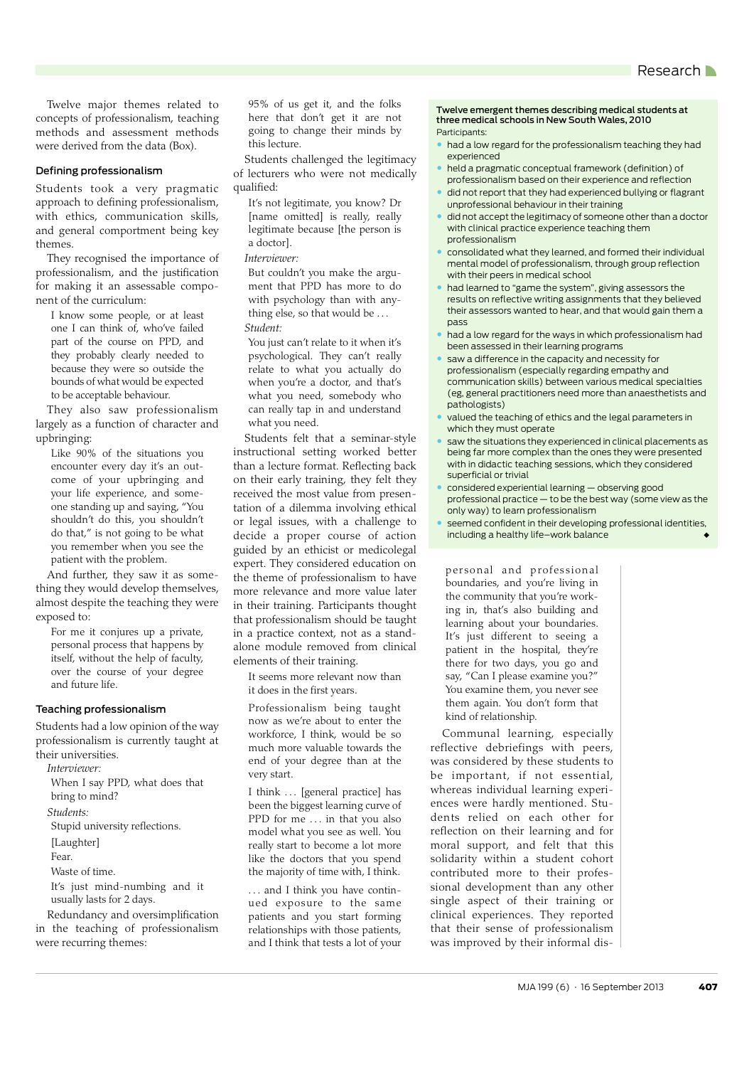Twelve major themes related to concepts of professionalism, teaching methods and assessment methods were derived from the data (Box).

### Defining professionalism

Students took a very pragmatic approach to defining professionalism, with ethics, communication skills, and general comportment being key themes.

They recognised the importance of professionalism, and the justification for making it an assessable component of the curriculum:

> I know some people, or at least one I can think of, who've failed part of the course on PPD, and they probably clearly needed to because they were so outside the bounds of what would be expected to be acceptable behaviour.

They also saw professionalism largely as a function of character and upbringing:

> Like 90% of the situations you encounter every day it's an outcome of your upbringing and your life experience, and someone standing up and saying, "You shouldn't do this, you shouldn't do that," is not going to be what you remember when you see the patient with the problem.

And further, they saw it as something they would develop themselves, almost despite the teaching they were exposed to:

> For me it conjures up a private, personal process that happens by itself, without the help of faculty, over the course of your degree and future life.

### Teaching professionalism

Students had a low opinion of the way professionalism is currently taught at their universities.

*Interviewer:*

> When I say PPD, what does that bring to mind?

*Students:*

> Stupid university reflections.
>
> [Laughter]
>
> Fear.
>
> Waste of time.
>
> It's just mind-numbing and it usually lasts for 2 days.

Redundancy and oversimplification in the teaching of professionalism were recurring themes:

> 95% of us get it, and the folks here that don't get it are not going to change their minds by this lecture.

Students challenged the legitimacy of lecturers who were not medically qualified:

> It's not legitimate, you know? Dr [name omitted] is really, really legitimate because [the person is a doctor].

*Interviewer:*

> But couldn't you make the argument that PPD has more to do with psychology than with anything else, so that would be ...

*Student:*

> You just can't relate to it when it's psychological. They can't really relate to what you actually do when you're a doctor, and that's what you need, somebody who can really tap in and understand what you need.

Students felt that a seminar-style instructional setting worked better than a lecture format. Reflecting back on their early training, they felt they received the most value from presentation of a dilemma involving ethical or legal issues, with a challenge to decide a proper course of action guided by an ethicist or medicolegal expert. They considered education on the theme of professionalism to have more relevance and more value later in their training. Participants thought that professionalism should be taught in a practice context, not as a stand-alone module removed from clinical elements of their training.

> It seems more relevant now than it does in the first years.

> Professionalism being taught now as we're about to enter the workforce, I think, would be so much more valuable towards the end of your degree than at the very start.

> I think ... [general practice] has been the biggest learning curve of PPD for me ... in that you also model what you see as well. You really start to become a lot more like the doctors that you spend the majority of time with, I think.

> ... and I think you have continued exposure to the same patients and you start forming relationships with those patients, and I think that tests a lot of your personal and professional boundaries, and you're living in the community that you're working in, that's also building and learning about your boundaries. It's just different to seeing a patient in the hospital, they're there for two days, you go and say, "Can I please examine you?" You examine them, you never see them again. You don't form that kind of relationship.

Communal learning, especially reflective debriefings with peers, was considered by these students to be important, if not essential, whereas individual learning experiences were hardly mentioned. Students relied on each other for reflection on their learning and for moral support, and felt that this solidarity within a student cohort contributed more to their professional development than any other single aspect of their training or clinical experiences. They reported that their sense of professionalism was improved by their informal dis-

---

**Twelve emergent themes describing medical students at three medical schools in New South Wales, 2010**

Participants:

- had a low regard for the professionalism teaching they had experienced
- held a pragmatic conceptual framework (definition) of professionalism based on their experience and reflection
- did not report that they had experienced bullying or flagrant unprofessional behaviour in their training
- did not accept the legitimacy of someone other than a doctor with clinical practice experience teaching them professionalism
- consolidated what they learned, and formed their individual mental model of professionalism, through group reflection with their peers in medical school
- had learned to "game the system", giving assessors the results on reflective writing assignments that they believed their assessors wanted to hear, and that would gain them a pass
- had a low regard for the ways in which professionalism had been assessed in their learning programs
- saw a difference in the capacity and necessity for professionalism (especially regarding empathy and communication skills) between various medical specialties (eg, general practitioners need more than anaesthetists and pathologists)
- valued the teaching of ethics and the legal parameters in which they must operate
- saw the situations they experienced in clinical placements as being far more complex than the ones they were presented with in didactic teaching sessions, which they considered superficial or trivial
- considered experiential learning — observing good professional practice — to be the best way (some view as the only way) to learn professionalism
- seemed confident in their developing professional identities, including a healthy life–work balance ◆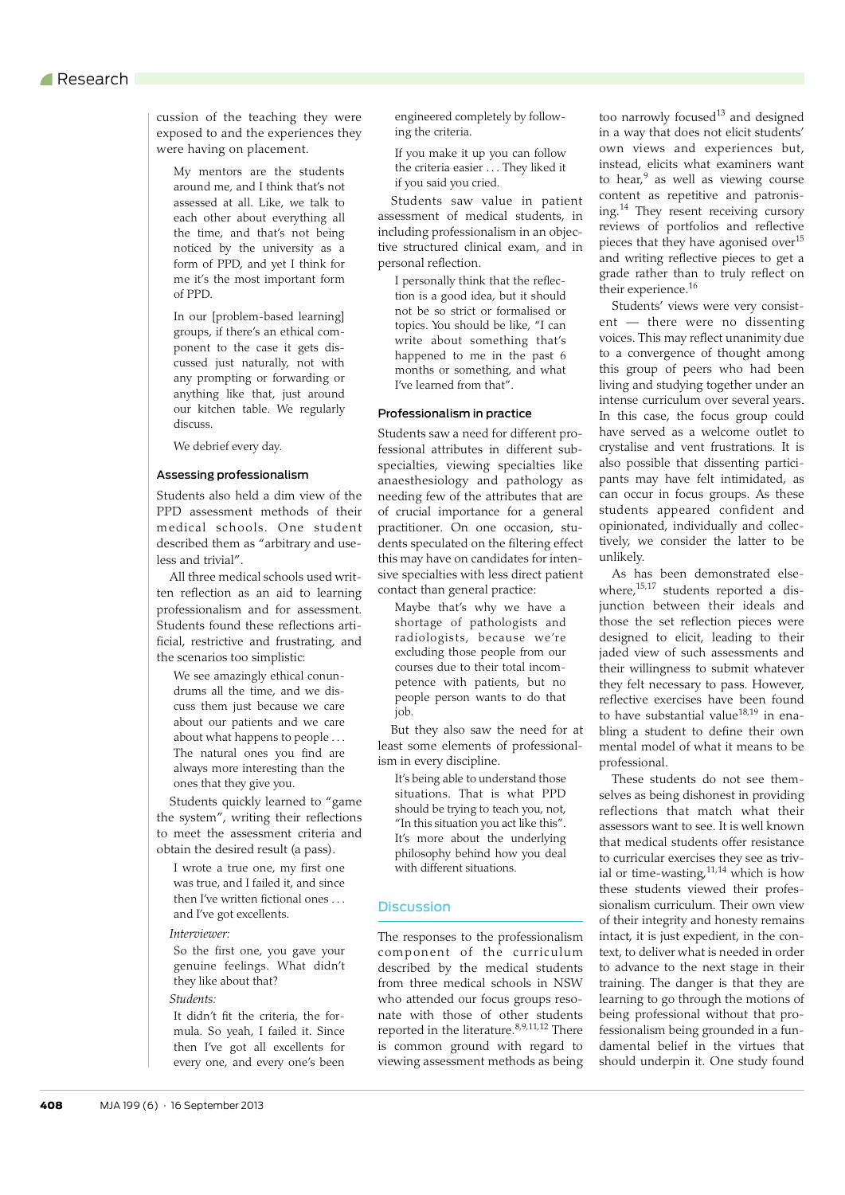cussion of the teaching they were exposed to and the experiences they were having on placement.

> My mentors are the students around me, and I think that's not assessed at all. Like, we talk to each other about everything all the time, and that's not being noticed by the university as a form of PPD, and yet I think for me it's the most important form of PPD.

> In our [problem-based learning] groups, if there's an ethical component to the case it gets discussed just naturally, not with any prompting or forwarding or anything like that, just around our kitchen table. We regularly discuss.

> We debrief every day.

### Assessing professionalism

Students also held a dim view of the PPD assessment methods of their medical schools. One student described them as "arbitrary and useless and trivial".

All three medical schools used written reflection as an aid to learning professionalism and for assessment. Students found these reflections artificial, restrictive and frustrating, and the scenarios too simplistic:

> We see amazingly ethical conundrums all the time, and we discuss them just because we care about our patients and we care about what happens to people . . . The natural ones you find are always more interesting than the ones that they give you.

Students quickly learned to "game the system", writing their reflections to meet the assessment criteria and obtain the desired result (a pass).

> I wrote a true one, my first one was true, and I failed it, and since then I've written fictional ones . . . and I've got excellents.

*Interviewer:*

> So the first one, you gave your genuine feelings. What didn't they like about that?

*Students:*

> It didn't fit the criteria, the formula. So yeah, I failed it. Since then I've got all excellents for every one, and every one's been engineered completely by following the criteria.

> If you make it up you can follow the criteria easier . . . They liked it if you said you cried.

Students saw value in patient assessment of medical students, in including professionalism in an objective structured clinical exam, and in personal reflection.

> I personally think that the reflection is a good idea, but it should not be so strict or formalised or topics. You should be like, "I can write about something that's happened to me in the past 6 months or something, and what I've learned from that".

### Professionalism in practice

Students saw a need for different professional attributes in different subspecialties, viewing specialties like anaesthesiology and pathology as needing few of the attributes that are of crucial importance for a general practitioner. On one occasion, students speculated on the filtering effect this may have on candidates for intensive specialties with less direct patient contact than general practice:

> Maybe that's why we have a shortage of pathologists and radiologists, because we're excluding those people from our courses due to their total incompetence with patients, but no people person wants to do that job.

But they also saw the need for at least some elements of professionalism in every discipline.

> It's being able to understand those situations. That is what PPD should be trying to teach you, not, "In this situation you act like this". It's more about the underlying philosophy behind how you deal with different situations.

## Discussion

The responses to the professionalism component of the curriculum described by the medical students from three medical schools in NSW who attended our focus groups resonate with those of other students reported in the literature.[8,9,11,12] There is common ground with regard to viewing assessment methods as being too narrowly focused[13] and designed in a way that does not elicit students' own views and experiences but, instead, elicits what examiners want to hear,[9] as well as viewing course content as repetitive and patronising.[14] They resent receiving cursory reviews of portfolios and reflective pieces that they have agonised over[15] and writing reflective pieces to get a grade rather than to truly reflect on their experience.[16]

Students' views were very consistent — there were no dissenting voices. This may reflect unanimity due to a convergence of thought among this group of peers who had been living and studying together under an intense curriculum over several years. In this case, the focus group could have served as a welcome outlet to crystalise and vent frustrations. It is also possible that dissenting participants may have felt intimidated, as can occur in focus groups. As these students appeared confident and opinionated, individually and collectively, we consider the latter to be unlikely.

As has been demonstrated elsewhere,[15,17] students reported a disjunction between their ideals and those the set reflection pieces were designed to elicit, leading to their jaded view of such assessments and their willingness to submit whatever they felt necessary to pass. However, reflective exercises have been found to have substantial value[18,19] in enabling a student to define their own mental model of what it means to be professional.

These students do not see themselves as being dishonest in providing reflections that match what their assessors want to see. It is well known that medical students offer resistance to curricular exercises they see as trivial or time-wasting,[11,14] which is how these students viewed their professionalism curriculum. Their own view of their integrity and honesty remains intact, it is just expedient, in the context, to deliver what is needed in order to advance to the next stage in their training. The danger is that they are learning to go through the motions of being professional without that professionalism being grounded in a fundamental belief in the virtues that should underpin it. One study found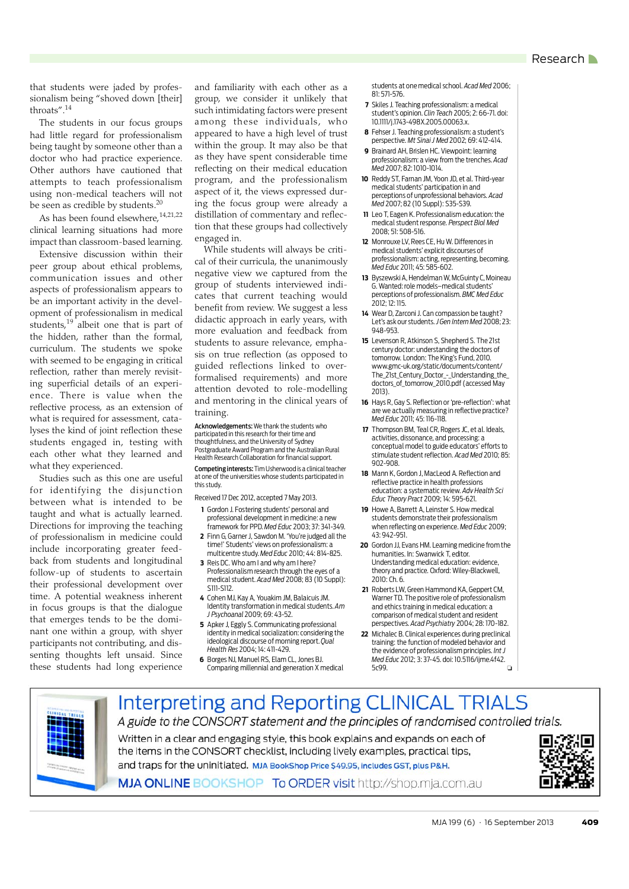that students were jaded by professionalism being "shoved down [their] throats".[14]

The students in our focus groups had little regard for professionalism being taught by someone other than a doctor who had practice experience. Other authors have cautioned that attempts to teach professionalism using non-medical teachers will not be seen as credible by students.[20]

As has been found elsewhere,[14,21,22] clinical learning situations had more impact than classroom-based learning.

Extensive discussion within their peer group about ethical problems, communication issues and other aspects of professionalism appears to be an important activity in the development of professionalism in medical students,[19] albeit one that is part of the hidden, rather than the formal, curriculum. The students we spoke with seemed to be engaging in critical reflection, rather than merely revisiting superficial details of an experience. There is value when the reflective process, as an extension of what is required for assessment, catalyses the kind of joint reflection these students engaged in, testing with each other what they learned and what they experienced.

Studies such as this one are useful for identifying the disjunction between what is intended to be taught and what is actually learned. Directions for improving the teaching of professionalism in medicine could include incorporating greater feedback from students and longitudinal follow-up of students to ascertain their professional development over time. A potential weakness inherent in focus groups is that the dialogue that emerges tends to be the dominant one within a group, with shyer participants not contributing, and dissenting thoughts left unsaid. Since these students had long experience and familiarity with each other as a group, we consider it unlikely that such intimidating factors were present among these individuals, who appeared to have a high level of trust within the group. It may also be that as they have spent considerable time reflecting on their medical education program, and the professionalism aspect of it, the views expressed during the focus group were already a distillation of commentary and reflection that these groups had collectively engaged in.

While students will always be critical of their curricula, the unanimously negative view we captured from the group of students interviewed indicates that current teaching would benefit from review. We suggest a less didactic approach in early years, with more evaluation and feedback from students to assure relevance, emphasis on true reflection (as opposed to guided reflections linked to overformalised requirements) and more attention devoted to role-modelling and mentoring in the clinical years of training.

**Acknowledgements:** We thank the students who participated in this research for their time and thoughtfulness, and the University of Sydney Postgraduate Award Program and the Australian Rural Health Research Collaboration for financial support.

**Competing interests:** Tim Usherwood is a clinical teacher at one of the universities whose students participated in this study.

Received 17 Dec 2012, accepted 7 May 2013.

1. Gordon J. Fostering students' personal and professional development in medicine: a new framework for PPD. *Med Educ* 2003; 37: 341-349.
2. Finn G, Garner J, Sawdon M. 'You're judged all the time!' Students' views on professionalism: a multicentre study. *Med Educ* 2010; 44: 814-825.
3. Reis DC. Who am I and why am I here? Professionalism research through the eyes of a medical student. *Acad Med* 2008; 83 (10 Suppl): S111-S112.
4. Cohen MJ, Kay A, Youakim JM, Balaicuis JM. Identity transformation in medical students. *Am J Psychoanal* 2009; 69: 43-52.
5. Apker J, Eggly S. Communicating professional identity in medical socialization: considering the ideological discourse of morning report. *Qual Health Res* 2004; 14: 411-429.
6. Borges NJ, Manuel RS, Elam CL, Jones BJ. Comparing millennial and generation X medical students at one medical school. *Acad Med* 2006; 81: 571-576.
7. Skiles J. Teaching professionalism: a medical student's opinion. *Clin Teach* 2005; 2: 66-71. doi: 10.1111/j.1743-498X.2005.00063.x.
8. Fehser J. Teaching professionalism: a student's perspective. *Mt Sinai J Med* 2002; 69: 412-414.
9. Brainard AH, Brislen HC. Viewpoint: learning professionalism: a view from the trenches. *Acad Med* 2007; 82: 1010-1014.
10. Reddy ST, Farnan JM, Yoon JD, et al. Third-year medical students' participation in and perceptions of unprofessional behaviors. *Acad Med* 2007; 82 (10 Suppl): S35-S39.
11. Leo T, Eagen K. Professionalism education: the medical student response. *Perspect Biol Med* 2008; 51: 508-516.
12. Monrouxe LV, Rees CE, Hu W. Differences in medical students' explicit discourses of professionalism: acting, representing, becoming. *Med Educ* 2011; 45: 585-602.
13. Byszewski A, Hendelman W, McGuinty C, Moineau G. Wanted: role models–medical students' perceptions of professionalism. *BMC Med Educ* 2012; 12: 115.
14. Wear D, Zarconi J. Can compassion be taught? Let's ask our students. *J Gen Intern Med* 2008; 23: 948-953.
15. Levenson R, Atkinson S, Shepherd S. The 21st century doctor: understanding the doctors of tomorrow. London: The King's Fund, 2010. www.gmc-uk.org/static/documents/content/The_21st_Century_Doctor_-_Understanding_the_doctors_of_tomorrow_2010.pdf (accessed May 2013).
16. Hays R, Gay S. Reflection or 'pre-reflection': what are we actually measuring in reflective practice? *Med Educ* 2011; 45: 116-118.
17. Thompson BM, Teal CR, Rogers JC, et al. Ideals, activities, dissonance, and processing: a conceptual model to guide educators' efforts to stimulate student reflection. *Acad Med* 2010; 85: 902-908.
18. Mann K, Gordon J, MacLeod A. Reflection and reflective practice in health professions education: a systematic review. *Adv Health Sci Educ Theory Pract* 2009; 14: 595-621.
19. Howe A, Barrett A, Leinster S. How medical students demonstrate their professionalism when reflecting on experience. *Med Educ* 2009; 43: 942-951.
20. Gordon JJ, Evans HM. Learning medicine from the humanities. In: Swanwick T, editor. Understanding medical education: evidence, theory and practice. Oxford: Wiley-Blackwell, 2010: Ch. 6.
21. Roberts LW, Green Hammond KA, Geppert CM, Warner TD. The positive role of professionalism and ethics training in medical education: a comparison of medical student and resident perspectives. *Acad Psychiatry* 2004; 28: 170-182.
22. Michalec B. Clinical experiences during preclinical training: the function of modeled behavior and the evidence of professionalism principles. *Int J Med Educ* 2012; 3: 37-45. doi: 10.5116/ijme.4f42.5c99.

# Interpreting and Reporting CLINICAL TRIALS

*A guide to the CONSORT statement and the principles of randomised controlled trials.*

Written in a clear and engaging style, this book explains and expands on each of the items in the CONSORT checklist, including lively examples, practical tips, and traps for the uninitiated. MJA BookShop Price $49.95, includes GST, plus P&H.

MJA ONLINE BOOKSHOP To ORDER visit http://shop.mja.com.au